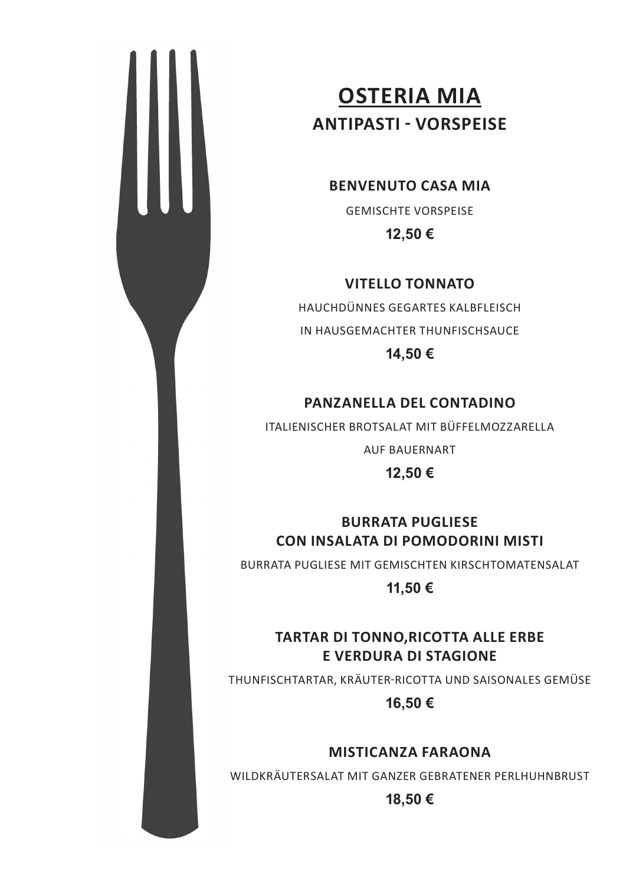# OSTERIA MIA

## ANTIPASTI - VORSPEISE

### BENVENUTO CASA MIA

GEMISCHTE VORSPEISE

**12,50 €**

### VITELLO TONNATO

HAUCHDÜNNES GEGARTES KALBFLEISCH

IN HAUSGEMACHTER THUNFISCHSAUCE

**14,50 €**

### PANZANELLA DEL CONTADINO

ITALIENISCHER BROTSALAT MIT BÜFFELMOZZARELLA

AUF BAUERNART

**12,50 €**

### BURRATA PUGLIESE CON INSALATA DI POMODORINI MISTI

BURRATA PUGLIESE MIT GEMISCHTEN KIRSCHTOMATENSALAT

**11,50 €**

### TARTAR DI TONNO,RICOTTA ALLE ERBE E VERDURA DI STAGIONE

THUNFISCHTARTAR, KRÄUTER-RICOTTA UND SAISONALES GEMÜSE

**16,50 €**

### MISTICANZA FARAONA

WILDKRÄUTERSALAT MIT GANZER GEBRATENER PERLHUHNBRUST

**18,50 €**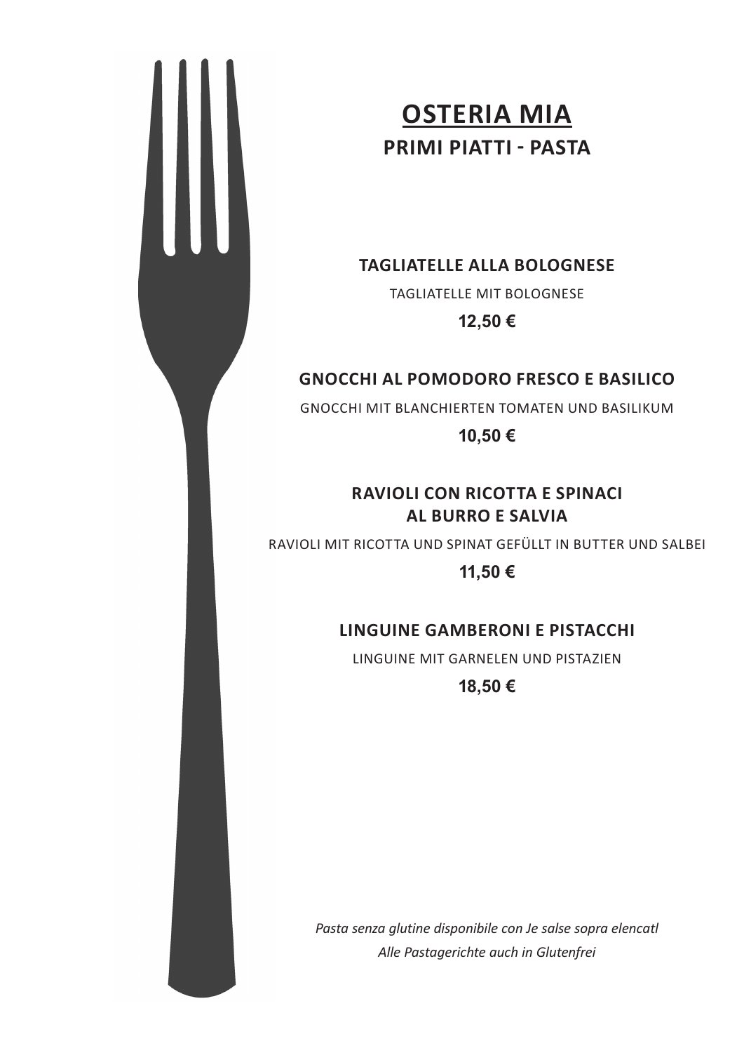# OSTERIA MIA

## PRIMI PIATTI - PASTA

### TAGLIATELLE ALLA BOLOGNESE

TAGLIATELLE MIT BOLOGNESE

**12,50 €**

### GNOCCHI AL POMODORO FRESCO E BASILICO

GNOCCHI MIT BLANCHIERTEN TOMATEN UND BASILIKUM

**10,50 €**

### RAVIOLI CON RICOTTA E SPINACI AL BURRO E SALVIA

RAVIOLI MIT RICOTTA UND SPINAT GEFÜLLT IN BUTTER UND SALBEI

**11,50 €**

### LINGUINE GAMBERONI E PISTACCHI

LINGUINE MIT GARNELEN UND PISTAZIEN

**18,50 €**

*Pasta senza glutine disponibile con Je salse sopra elencatl*

*Alle Pastagerichte auch in Glutenfrei*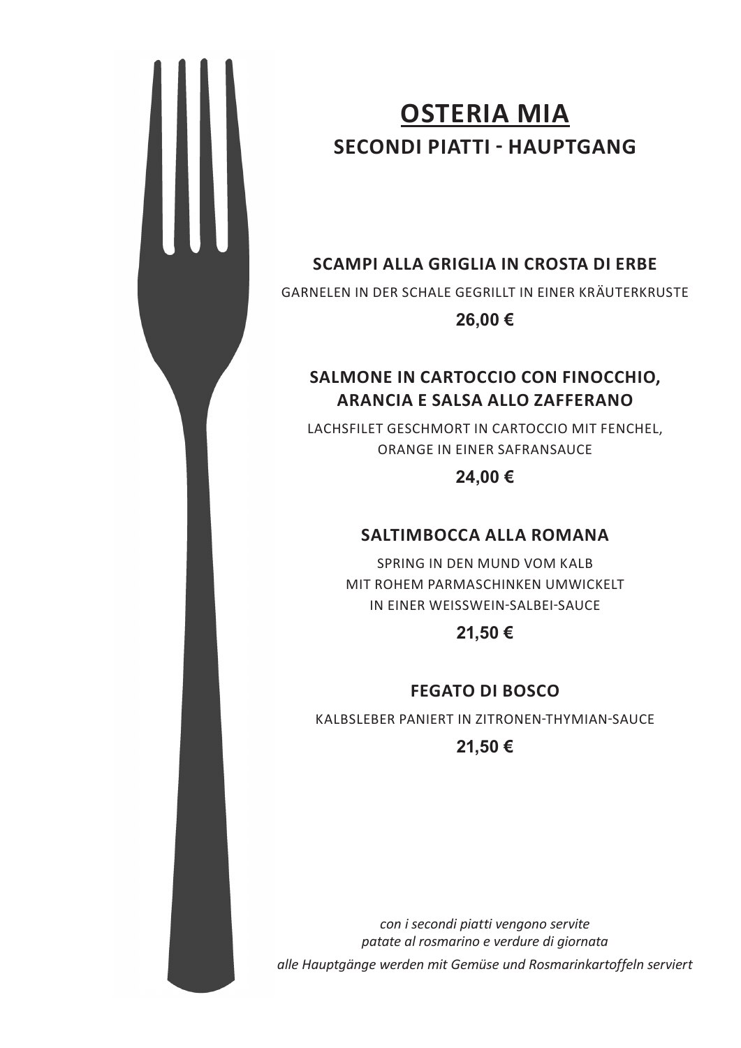# OSTERIA MIA

## SECONDI PIATTI - HAUPTGANG

### SCAMPI ALLA GRIGLIA IN CROSTA DI ERBE

GARNELEN IN DER SCHALE GEGRILLT IN EINER KRÄUTERKRUSTE

**26,00 €**

### SALMONE IN CARTOCCIO CON FINOCCHIO, ARANCIA E SALSA ALLO ZAFFERANO

LACHSFILET GESCHMORT IN CARTOCCIO MIT FENCHEL, ORANGE IN EINER SAFRANSAUCE

**24,00 €**

### SALTIMBOCCA ALLA ROMANA

SPRING IN DEN MUND VOM KALB
MIT ROHEM PARMASCHINKEN UMWICKELT
IN EINER WEISSWEIN-SALBEI-SAUCE

**21,50 €**

### FEGATO DI BOSCO

KALBSLEBER PANIERT IN ZITRONEN-THYMIAN-SAUCE

**21,50 €**

*con i secondi piatti vengono servite patate al rosmarino e verdure di giornata*

*alle Hauptgänge werden mit Gemüse und Rosmarinkartoffeln serviert*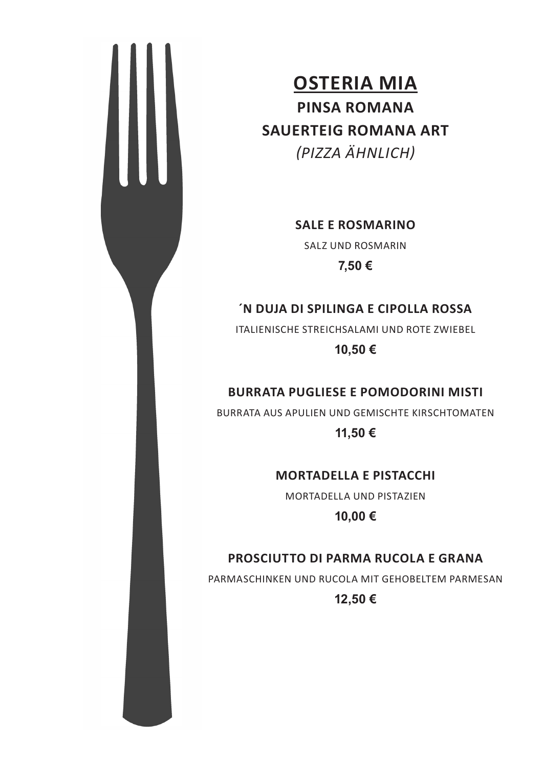# OSTERIA MIA

## PINSA ROMANA

## SAUERTEIG ROMANA ART

*(PIZZA ÄHNLICH)*

**SALE E ROSMARINO**

SALZ UND ROSMARIN

**7,50 €**

**´N DUJA DI SPILINGA E CIPOLLA ROSSA**

ITALIENISCHE STREICHSALAMI UND ROTE ZWIEBEL

**10,50 €**

**BURRATA PUGLIESE E POMODORINI MISTI**

BURRATA AUS APULIEN UND GEMISCHTE KIRSCHTOMATEN

**11,50 €**

**MORTADELLA E PISTACCHI**

MORTADELLA UND PISTAZIEN

**10,00 €**

**PROSCIUTTO DI PARMA RUCOLA E GRANA**

PARMASCHINKEN UND RUCOLA MIT GEHOBELTEM PARMESAN

**12,50 €**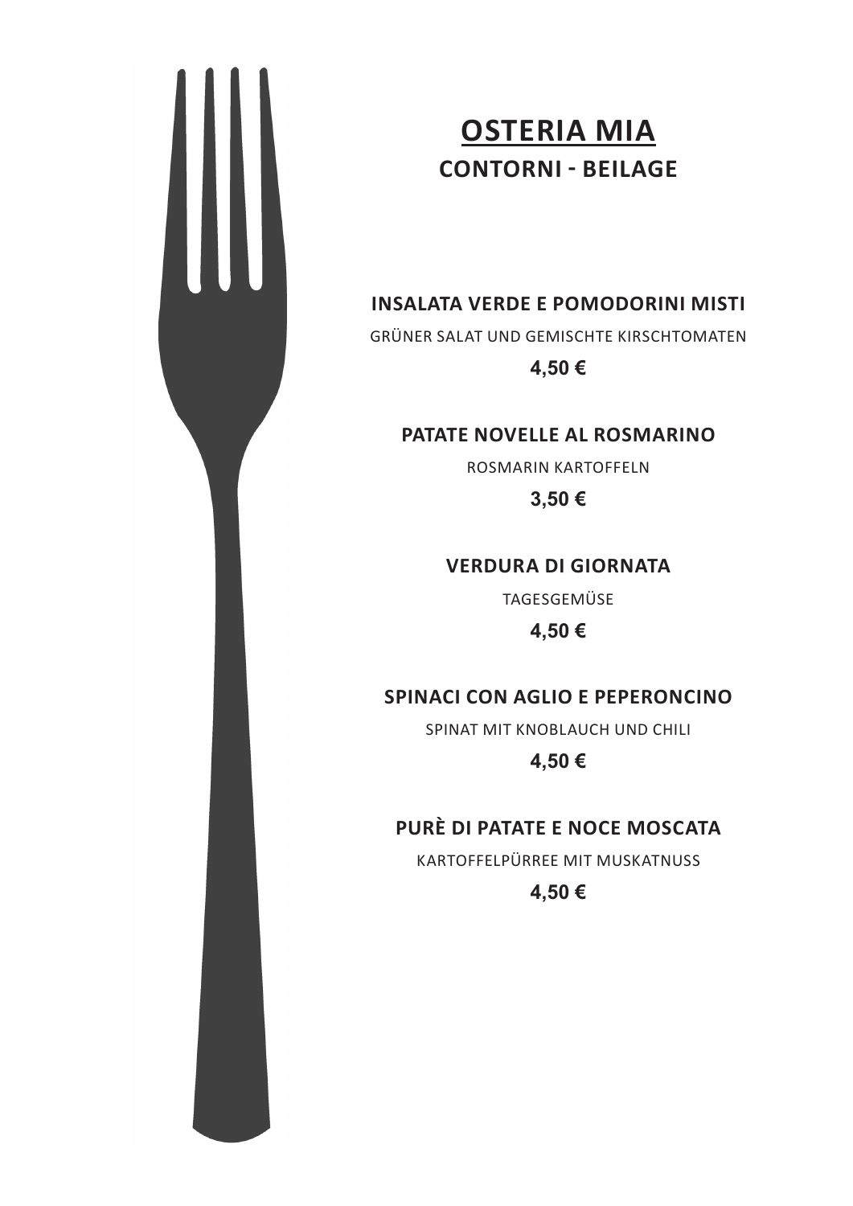# OSTERIA MIA

## CONTORNI - BEILAGE

### INSALATA VERDE E POMODORINI MISTI

GRÜNER SALAT UND GEMISCHTE KIRSCHTOMATEN

**4,50 €**

### PATATE NOVELLE AL ROSMARINO

ROSMARIN KARTOFFELN

**3,50 €**

### VERDURA DI GIORNATA

TAGESGEMÜSE

**4,50 €**

### SPINACI CON AGLIO E PEPERONCINO

SPINAT MIT KNOBLAUCH UND CHILI

**4,50 €**

### PURÈ DI PATATE E NOCE MOSCATA

KARTOFFELPÜRREE MIT MUSKATNUSS

**4,50 €**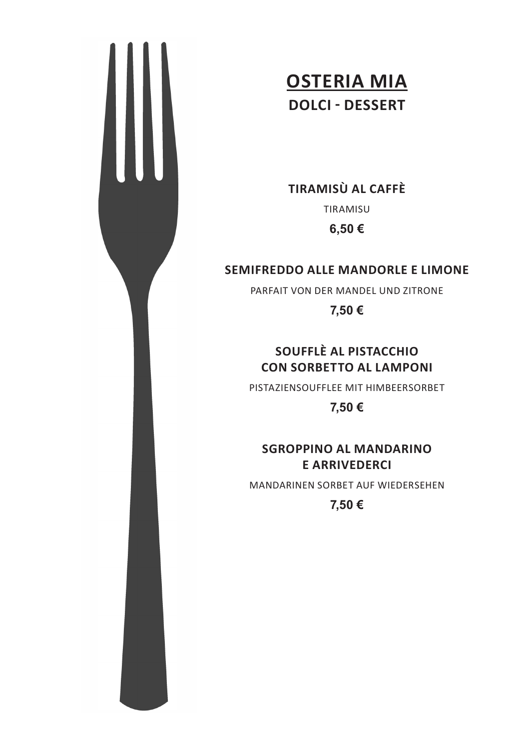# OSTERIA MIA

## DOLCI - DESSERT

**TIRAMISÙ AL CAFFÈ**

TIRAMISU

**6,50 €**

**SEMIFREDDO ALLE MANDORLE E LIMONE**

PARFAIT VON DER MANDEL UND ZITRONE

**7,50 €**

**SOUFFLÈ AL PISTACCHIO CON SORBETTO AL LAMPONI**

PISTAZIENSOUFFLEE MIT HIMBEERSORBET

**7,50 €**

**SGROPPINO AL MANDARINO E ARRIVEDERCI**

MANDARINEN SORBET AUF WIEDERSEHEN

**7,50 €**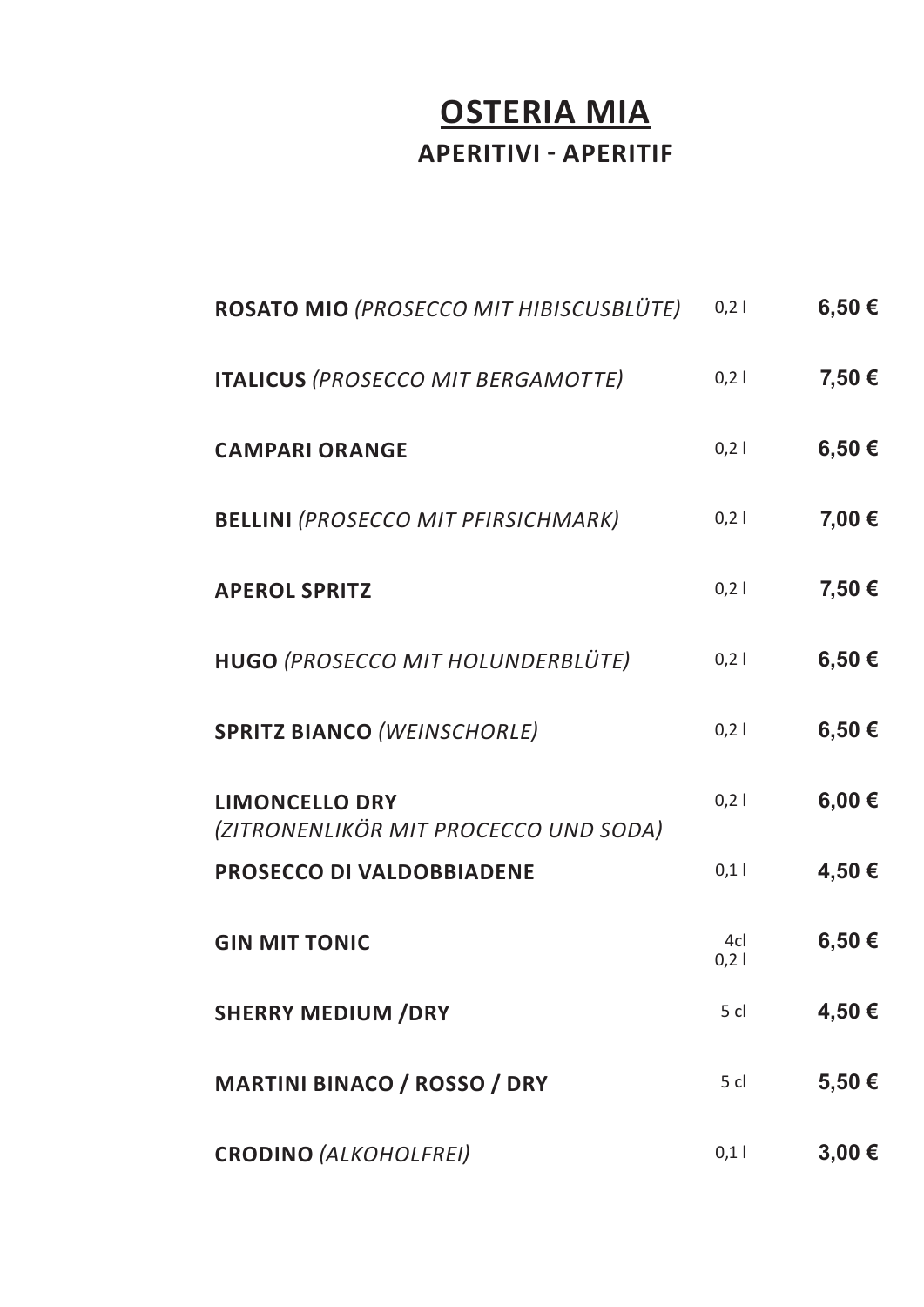# OSTERIA MIA

## APERITIVI - APERITIF

| | | |
|---|---|---|
| **ROSATO MIO** *(PROSECCO MIT HIBISCUSBLÜTE)* | 0,2 l | **6,50 €** |
| **ITALICUS** *(PROSECCO MIT BERGAMOTTE)* | 0,2 l | **7,50 €** |
| **CAMPARI ORANGE** | 0,2 l | **6,50 €** |
| **BELLINI** *(PROSECCO MIT PFIRSICHMARK)* | 0,2 l | **7,00 €** |
| **APEROL SPRITZ** | 0,2 l | **7,50 €** |
| **HUGO** *(PROSECCO MIT HOLUNDERBLÜTE)* | 0,2 l | **6,50 €** |
| **SPRITZ BIANCO** *(WEINSCHORLE)* | 0,2 l | **6,50 €** |
| **LIMONCELLO DRY** *(ZITRONENLIKÖR MIT PROCECCO UND SODA)* | 0,2 l | **6,00 €** |
| **PROSECCO DI VALDOBBIADENE** | 0,1 l | **4,50 €** |
| **GIN MIT TONIC** | 4cl 0,2 l | **6,50 €** |
| **SHERRY MEDIUM /DRY** | 5 cl | **4,50 €** |
| **MARTINI BINACO / ROSSO / DRY** | 5 cl | **5,50 €** |
| **CRODINO** *(ALKOHOLFREI)* | 0,1 l | **3,00 €** |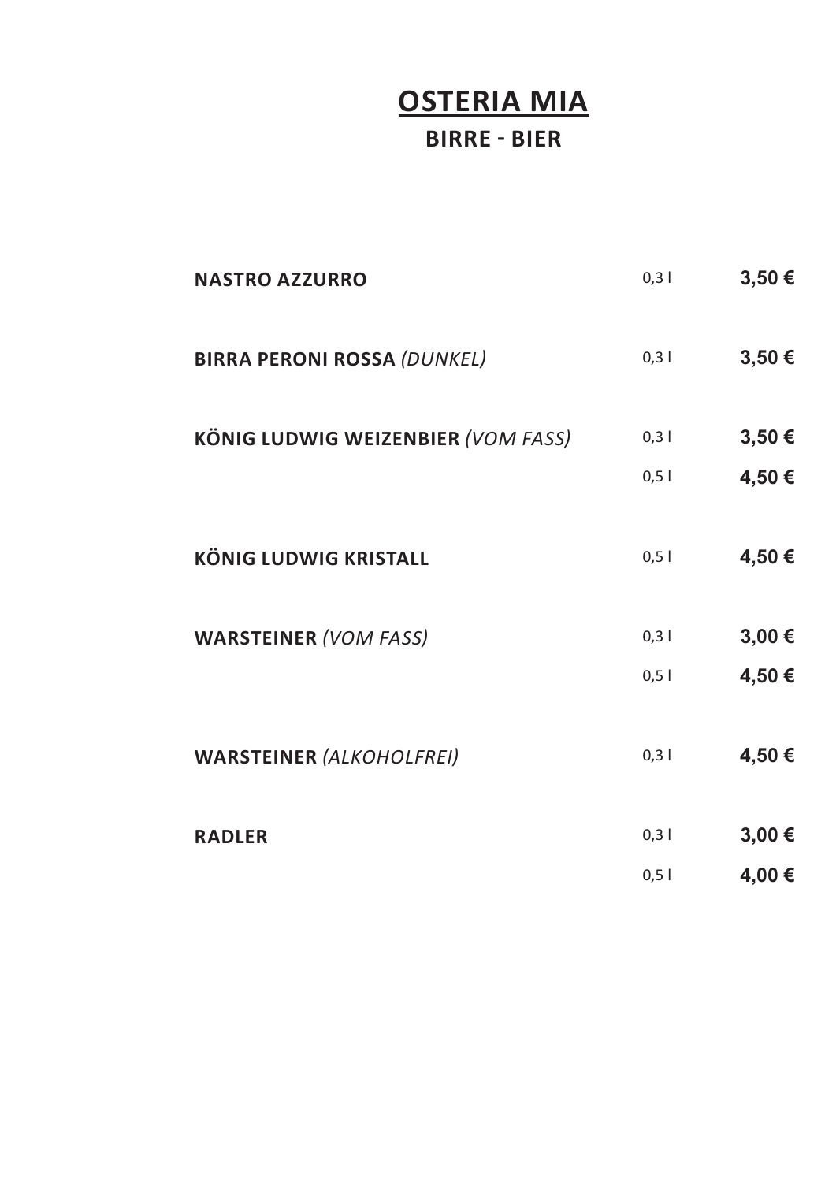# OSTERIA MIA

## BIRRE - BIER

| | | |
|---|---|---|
| **NASTRO AZZURRO** | 0,3 l | **3,50 €** |
| **BIRRA PERONI ROSSA** *(DUNKEL)* | 0,3 l | **3,50 €** |
| **KÖNIG LUDWIG WEIZENBIER** *(VOM FASS)* | 0,3 l | **3,50 €** |
| | 0,5 l | **4,50 €** |
| **KÖNIG LUDWIG KRISTALL** | 0,5 l | **4,50 €** |
| **WARSTEINER** *(VOM FASS)* | 0,3 l | **3,00 €** |
| | 0,5 l | **4,50 €** |
| **WARSTEINER** *(ALKOHOLFREI)* | 0,3 l | **4,50 €** |
| **RADLER** | 0,3 l | **3,00 €** |
| | 0,5 l | **4,00 €** |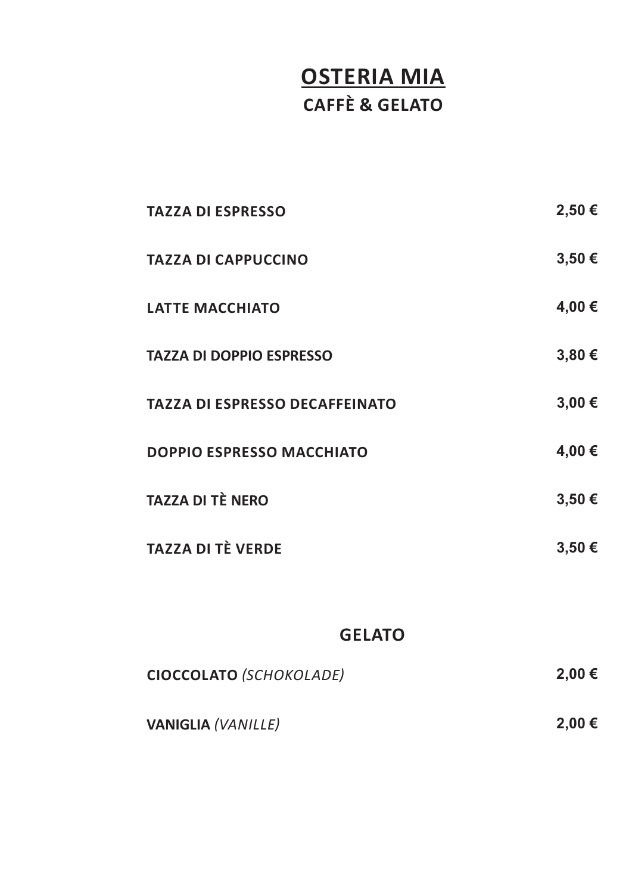# OSTERIA MIA

## CAFFÈ & GELATO

| | |
|---|---|
| **TAZZA DI ESPRESSO** | **2,50 €** |
| **TAZZA DI CAPPUCCINO** | **3,50 €** |
| **LATTE MACCHIATO** | **4,00 €** |
| **TAZZA DI DOPPIO ESPRESSO** | **3,80 €** |
| **TAZZA DI ESPRESSO DECAFFEINATO** | **3,00 €** |
| **DOPPIO ESPRESSO MACCHIATO** | **4,00 €** |
| **TAZZA DI TÈ NERO** | **3,50 €** |
| **TAZZA DI TÈ VERDE** | **3,50 €** |

## GELATO

| | |
|---|---|
| **CIOCCOLATO** *(SCHOKOLADE)* | **2,00 €** |
| **VANIGLIA** *(VANILLE)* | **2,00 €** |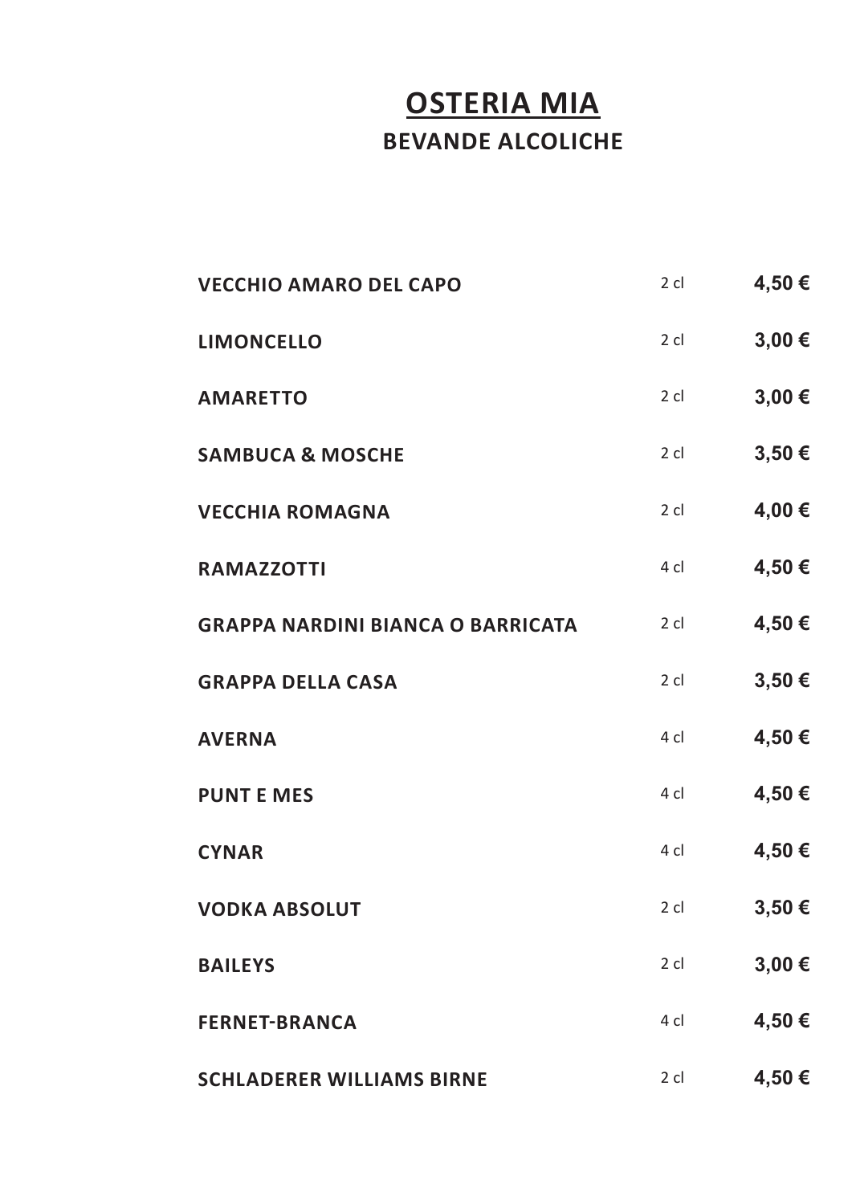# OSTERIA MIA

## BEVANDE ALCOLICHE

| | | |
|---|---|---|
| **VECCHIO AMARO DEL CAPO** | 2 cl | **4,50 €** |
| **LIMONCELLO** | 2 cl | **3,00 €** |
| **AMARETTO** | 2 cl | **3,00 €** |
| **SAMBUCA & MOSCHE** | 2 cl | **3,50 €** |
| **VECCHIA ROMAGNA** | 2 cl | **4,00 €** |
| **RAMAZZOTTI** | 4 cl | **4,50 €** |
| **GRAPPA NARDINI BIANCA O BARRICATA** | 2 cl | **4,50 €** |
| **GRAPPA DELLA CASA** | 2 cl | **3,50 €** |
| **AVERNA** | 4 cl | **4,50 €** |
| **PUNT E MES** | 4 cl | **4,50 €** |
| **CYNAR** | 4 cl | **4,50 €** |
| **VODKA ABSOLUT** | 2 cl | **3,50 €** |
| **BAILEYS** | 2 cl | **3,00 €** |
| **FERNET-BRANCA** | 4 cl | **4,50 €** |
| **SCHLADERER WILLIAMS BIRNE** | 2 cl | **4,50 €** |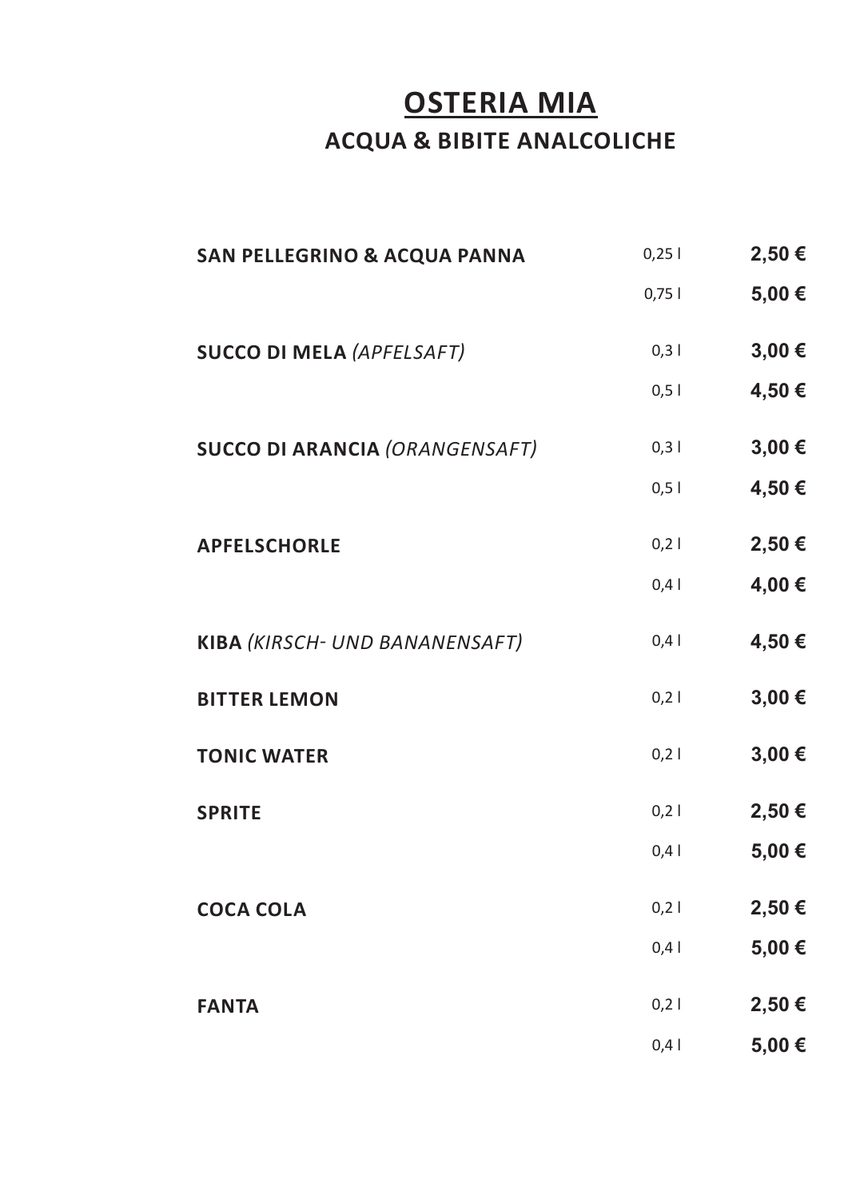# OSTERIA MIA

## ACQUA & BIBITE ANALCOLICHE

| | | |
|---|---|---|
| **SAN PELLEGRINO & ACQUA PANNA** | 0,25 l | **2,50 €** |
| | 0,75 l | **5,00 €** |
| **SUCCO DI MELA** *(APFELSAFT)* | 0,3 l | **3,00 €** |
| | 0,5 l | **4,50 €** |
| **SUCCO DI ARANCIA** *(ORANGENSAFT)* | 0,3 l | **3,00 €** |
| | 0,5 l | **4,50 €** |
| **APFELSCHORLE** | 0,2 l | **2,50 €** |
| | 0,4 l | **4,00 €** |
| **KIBA** *(KIRSCH- UND BANANENSAFT)* | 0,4 l | **4,50 €** |
| **BITTER LEMON** | 0,2 l | **3,00 €** |
| **TONIC WATER** | 0,2 l | **3,00 €** |
| **SPRITE** | 0,2 l | **2,50 €** |
| | 0,4 l | **5,00 €** |
| **COCA COLA** | 0,2 l | **2,50 €** |
| | 0,4 l | **5,00 €** |
| **FANTA** | 0,2 l | **2,50 €** |
| | 0,4 l | **5,00 €** |